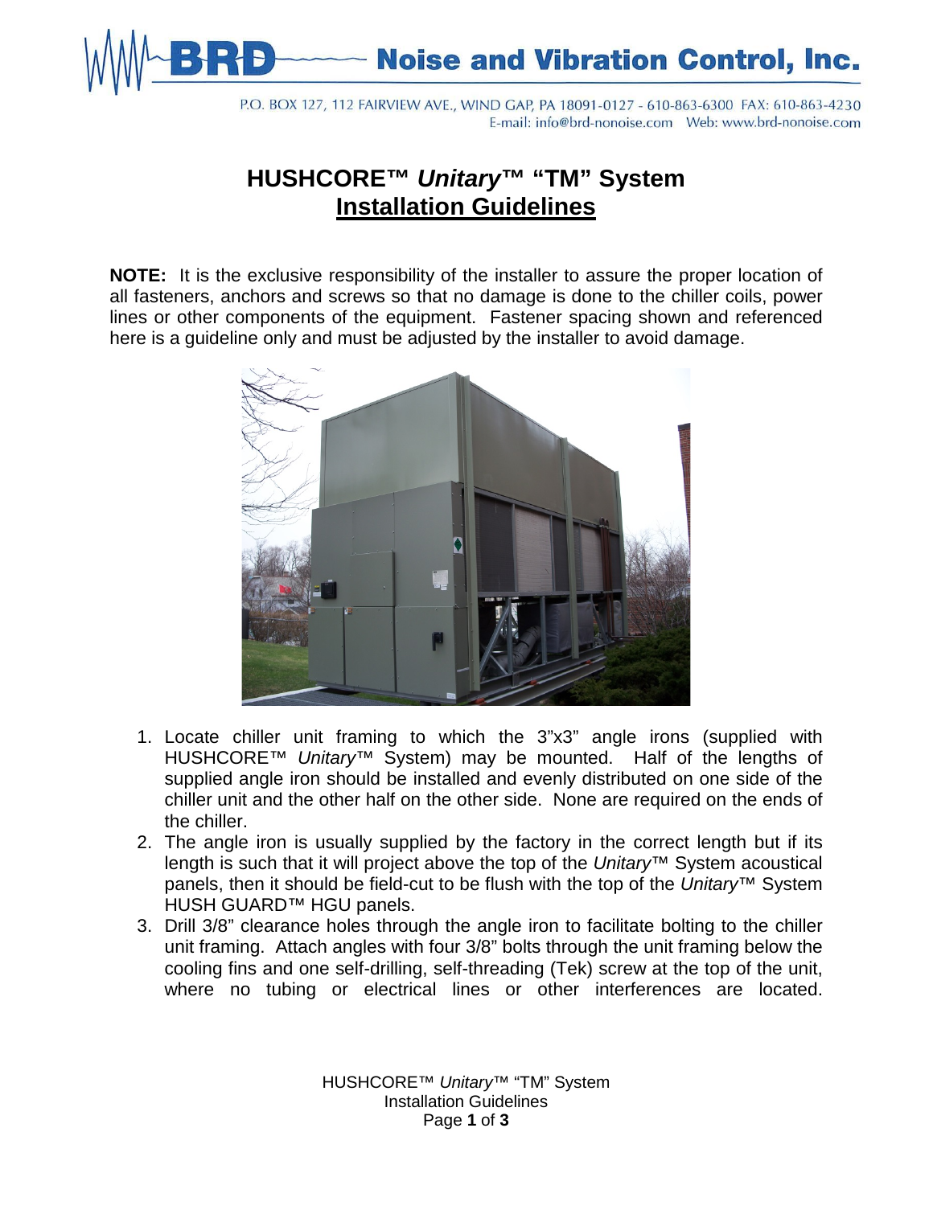# HUSHCORE™ *Unitary*™ "TM" System

## Installation Guidelines

**NOTE:** It is the exclusive responsibility of the installer to assure the proper location of all fasteners, anchors and screws so that no damage is done to the chiller coils, power lines or other components of the equipment. Fastener spacing shown and referenced here is a guideline only and must be adjusted by the installer to avoid damage.

1. Locate chiller unit framing to which the 3"x3" angle irons (supplied with HUSHCORE™ *Unitary*™ System) may be mounted. Half of the lengths of supplied angle iron should be installed and evenly distributed on one side of the chiller unit and the other half on the other side. None are required on the ends of the chiller.
2. The angle iron is usually supplied by the factory in the correct length but if its length is such that it will project above the top of the *Unitary*™ System acoustical panels, then it should be field-cut to be flush with the top of the *Unitary*™ System HUSH GUARD™ HGU panels.
3. Drill 3/8" clearance holes through the angle iron to facilitate bolting to the chiller unit framing. Attach angles with four 3/8" bolts through the unit framing below the cooling fins and one self-drilling, self-threading (Tek) screw at the top of the unit, where no tubing or electrical lines or other interferences are located.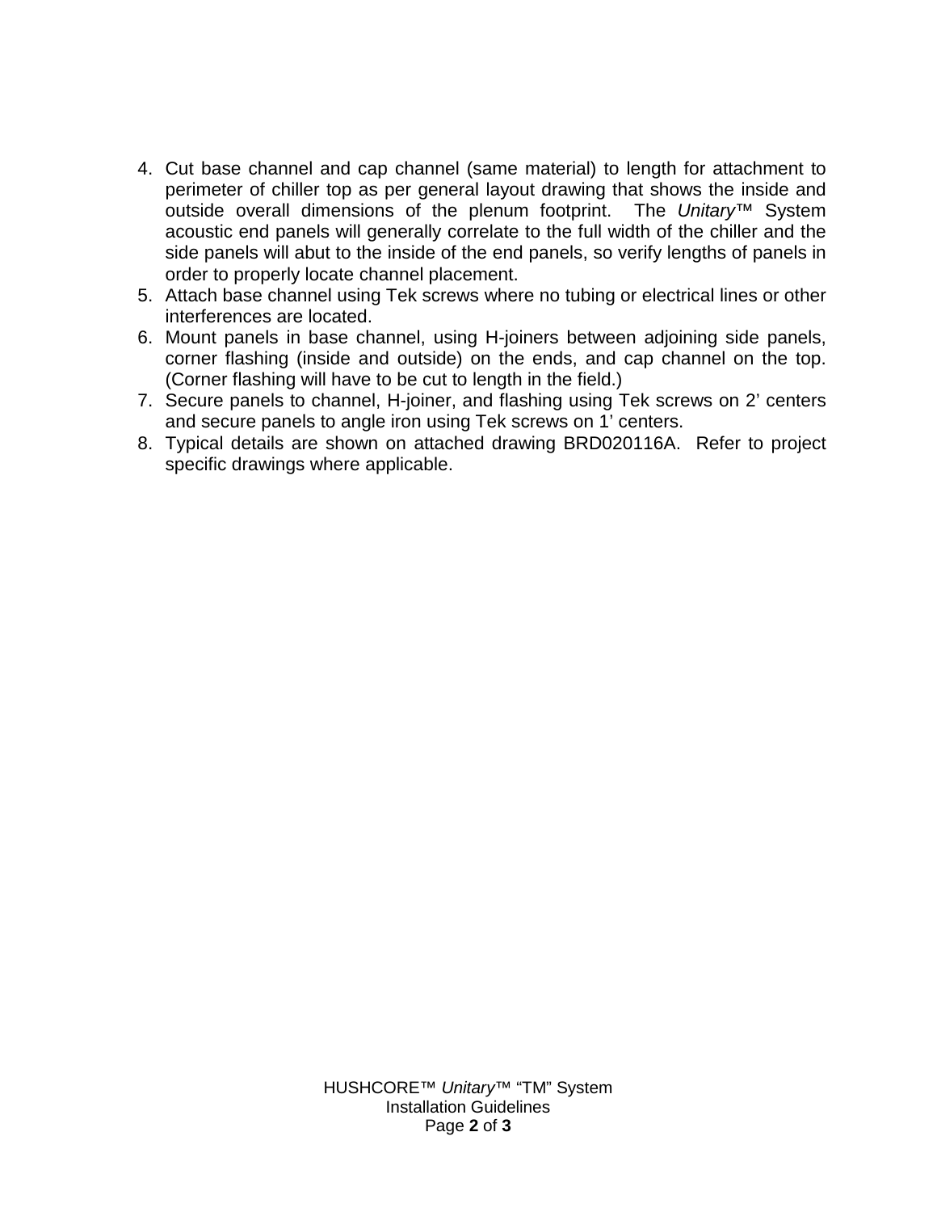4. Cut base channel and cap channel (same material) to length for attachment to perimeter of chiller top as per general layout drawing that shows the inside and outside overall dimensions of the plenum footprint.  The *Unitary*™ System acoustic end panels will generally correlate to the full width of the chiller and the side panels will abut to the inside of the end panels, so verify lengths of panels in order to properly locate channel placement.
5. Attach base channel using Tek screws where no tubing or electrical lines or other interferences are located.
6. Mount panels in base channel, using H-joiners between adjoining side panels, corner flashing (inside and outside) on the ends, and cap channel on the top. (Corner flashing will have to be cut to length in the field.)
7. Secure panels to channel, H-joiner, and flashing using Tek screws on 2' centers and secure panels to angle iron using Tek screws on 1' centers.
8. Typical details are shown on attached drawing BRD020116A.  Refer to project specific drawings where applicable.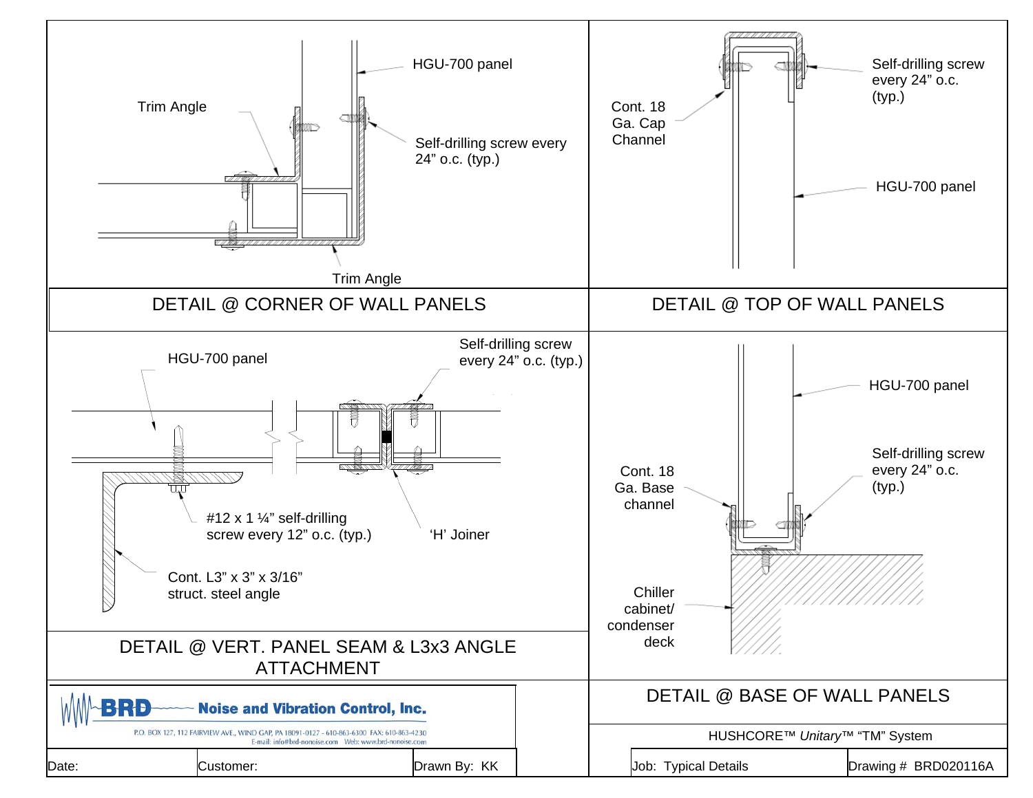## DETAIL @ CORNER OF WALL PANELS

HGU-700 panel

Trim Angle

Self-drilling screw every 24” o.c. (typ.)

Trim Angle

## DETAIL @ TOP OF WALL PANELS

Cont. 18 Ga. Cap Channel

Self-drilling screw every 24” o.c. (typ.)

HGU-700 panel

## DETAIL @ VERT. PANEL SEAM & L3x3 ANGLE ATTACHMENT

HGU-700 panel

Self-drilling screw every 24” o.c. (typ.)

#12 x 1 ¼” self-drilling screw every 12” o.c. (typ.)

‘H’ Joiner

Cont. L3” x 3” x 3/16” struct. steel angle

## DETAIL @ BASE OF WALL PANELS

HGU-700 panel

Self-drilling screw every 24” o.c. (typ.)

Cont. 18 Ga. Base channel

Chiller cabinet/ condenser deck

BRD Noise and Vibration Control, Inc.

P.O. BOX 127, 112 FAIRVIEW AVE., WIND GAP, PA 18091-0127 - 610-863-6300 FAX: 610-863-4230
E-mail: info@brd-nonoise.com Web: www.brd-nonoise.com

HUSHCORE™ *Unitary*™ “TM” System

| | | | | |
|---|---|---|---|---|
| Date: | Customer: | Drawn By: KK | Job: Typical Details | Drawing # BRD020116A |